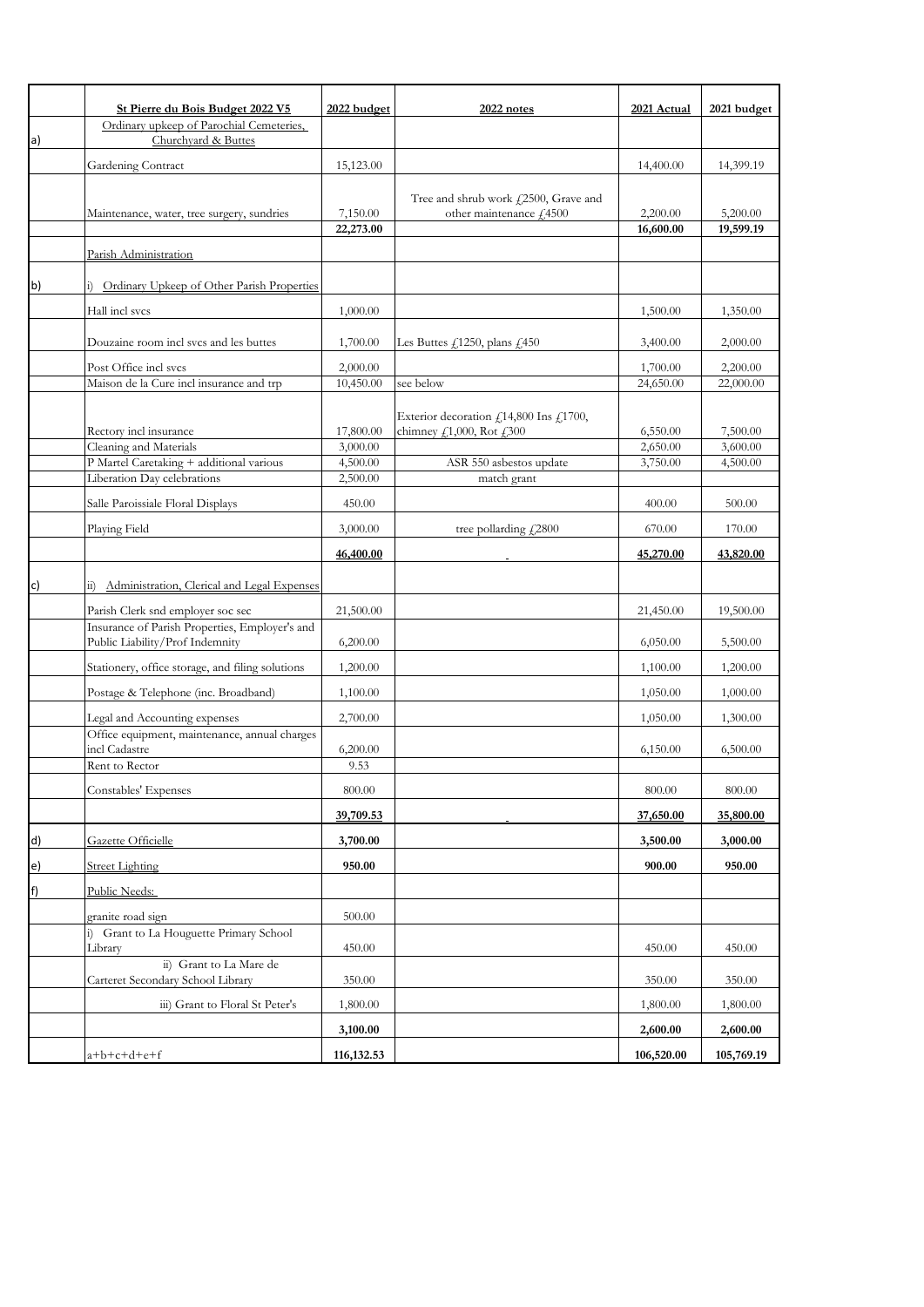|  | St Pierre du Bois Budget 2022 V5 | 2022 budget | 2022 notes | 2021 Actual | 2021 budget |
|---|---|---|---|---|---|
| a) | Ordinary upkeep of Parochial Cemeteries, Churchyard & Buttes | | | | |
| | Gardening Contract | 15,123.00 | | 14,400.00 | 14,399.19 |
| | Maintenance, water, tree surgery, sundries | 7,150.00 | Tree and shrub work £2500, Grave and other maintenance £4500 | 2,200.00 | 5,200.00 |
| | | **22,273.00** | | **16,600.00** | **19,599.19** |
| | Parish Administration | | | | |
| b) | i) Ordinary Upkeep of Other Parish Properties | | | | |
| | Hall incl svcs | 1,000.00 | | 1,500.00 | 1,350.00 |
| | Douzaine room incl svcs and les buttes | 1,700.00 | Les Buttes £1250, plans £450 | 3,400.00 | 2,000.00 |
| | Post Office incl svcs | 2,000.00 | | 1,700.00 | 2,200.00 |
| | Maison de la Cure incl insurance and trp | 10,450.00 | see below | 24,650.00 | 22,000.00 |
| | Rectory incl insurance | 17,800.00 | Exterior decoration £14,800 Ins £1700, chimney £1,000, Rot £300 | 6,550.00 | 7,500.00 |
| | Cleaning and Materials | 3,000.00 | | 2,650.00 | 3,600.00 |
| | P Martel Caretaking + additional various | 4,500.00 | ASR 550 asbestos update | 3,750.00 | 4,500.00 |
| | Liberation Day celebrations | 2,500.00 | match grant | | |
| | Salle Paroissiale Floral Displays | 450.00 | | 400.00 | 500.00 |
| | Playing Field | 3,000.00 | tree pollarding £2800 | 670.00 | 170.00 |
| | | **46,400.00** | | **45,270.00** | **43,820.00** |
| c) | ii) Administration, Clerical and Legal Expenses | | | | |
| | Parish Clerk snd employer soc sec | 21,500.00 | | 21,450.00 | 19,500.00 |
| | Insurance of Parish Properties, Employer's and Public Liability/Prof Indemnity | 6,200.00 | | 6,050.00 | 5,500.00 |
| | Stationery, office storage, and filing solutions | 1,200.00 | | 1,100.00 | 1,200.00 |
| | Postage & Telephone (inc. Broadband) | 1,100.00 | | 1,050.00 | 1,000.00 |
| | Legal and Accounting expenses | 2,700.00 | | 1,050.00 | 1,300.00 |
| | Office equipment, maintenance, annual charges incl Cadastre | 6,200.00 | | 6,150.00 | 6,500.00 |
| | Rent to Rector | 9.53 | | | |
| | Constables' Expenses | 800.00 | | 800.00 | 800.00 |
| | | **39,709.53** | | **37,650.00** | **35,800.00** |
| d) | Gazette Officielle | **3,700.00** | | **3,500.00** | **3,000.00** |
| e) | Street Lighting | **950.00** | | **900.00** | **950.00** |
| f) | Public Needs: | | | | |
| | granite road sign | 500.00 | | | |
| | i) Grant to La Houguette Primary School Library | 450.00 | | 450.00 | 450.00 |
| | ii) Grant to La Mare de Carteret Secondary School Library | 350.00 | | 350.00 | 350.00 |
| | iii) Grant to Floral St Peter's | 1,800.00 | | 1,800.00 | 1,800.00 |
| | | **3,100.00** | | **2,600.00** | **2,600.00** |
| | a+b+c+d+e+f | **116,132.53** | | **106,520.00** | **105,769.19** |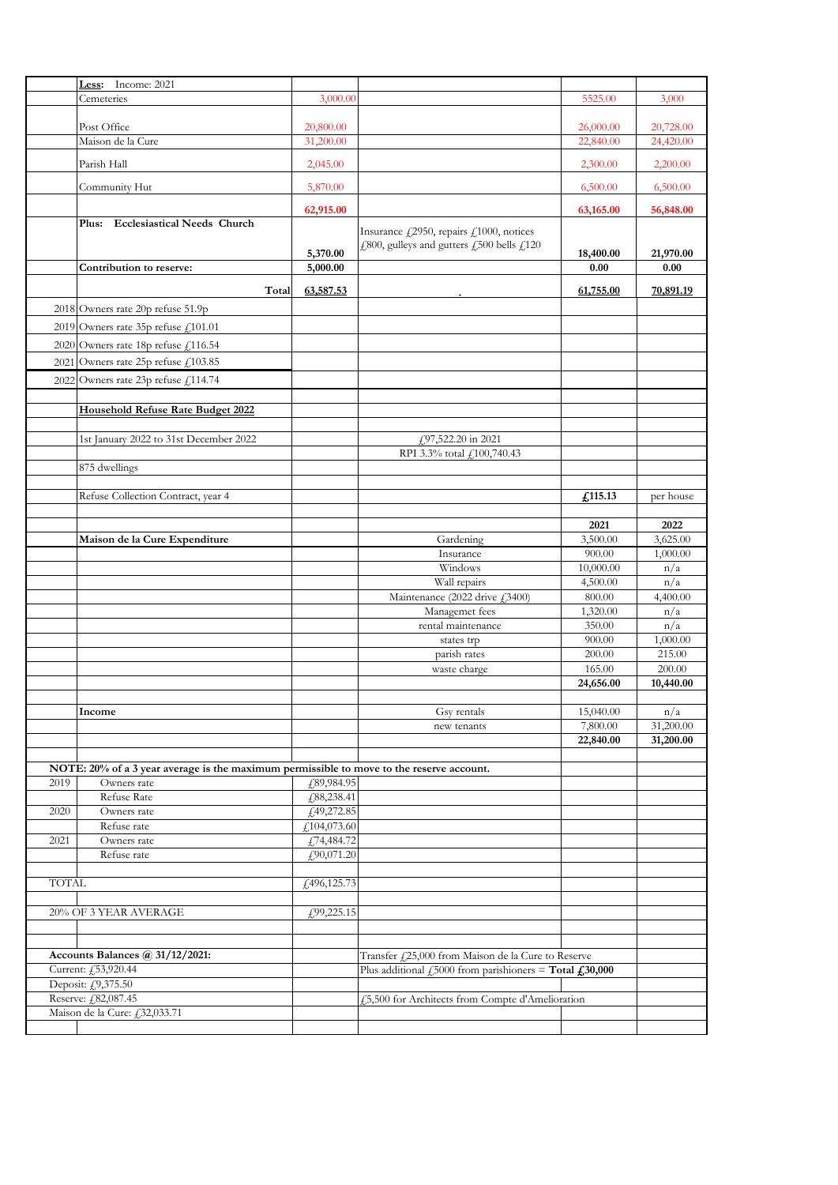| | | | | | |
|---|---|---|---|---|---|
| | **Less:** Income: 2021 | | | | |
| | Cemeteries | 3,000.00 | | 5525.00 | 3,000 |
| | Post Office | 20,800.00 | | 26,000.00 | 20,728.00 |
| | Maison de la Cure | 31,200.00 | | 22,840.00 | 24,420.00 |
| | Parish Hall | 2,045.00 | | 2,300.00 | 2,200.00 |
| | Community Hut | 5,870.00 | | 6,500.00 | 6,500.00 |
| | | **62,915.00** | | **63,165.00** | **56,848.00** |
| | **Plus: Ecclesiastical Needs Church** | **5,370.00** | Insurance £2950, repairs £1000, notices £800, gulleys and gutters £500 bells £120 | **18,400.00** | **21,970.00** |
| | **Contribution to reserve:** | **5,000.00** | | **0.00** | **0.00** |
| | Total | **63,587.53** | | **61,755.00** | **70,891.19** |
| 2018 | Owners rate 20p refuse 51.9p | | | | |
| 2019 | Owners rate 35p refuse £101.01 | | | | |
| 2020 | Owners rate 18p refuse £116.54 | | | | |
| 2021 | Owners rate 25p refuse £103.85 | | | | |
| 2022 | Owners rate 23p refuse £114.74 | | | | |
| | | | | | |
| | **Household Refuse Rate Budget 2022** | | | | |
| | | | | | |
| | 1st January 2022 to 31st December 2022 | | £97,522.20 in 2021 | | |
| | | | RPI 3.3% total £100,740.43 | | |
| | 875 dwellings | | | | |
| | | | | | |
| | Refuse Collection Contract, year 4 | | | **£115.13** | per house |
| | | | | | |
| | | | | **2021** | **2022** |
| | **Maison de la Cure Expenditure** | | Gardening | 3,500.00 | 3,625.00 |
| | | | Insurance | 900.00 | 1,000.00 |
| | | | Windows | 10,000.00 | n/a |
| | | | Wall repairs | 4,500.00 | n/a |
| | | | Maintenance (2022 drive £3400) | 800.00 | 4,400.00 |
| | | | Managemet fees | 1,320.00 | n/a |
| | | | rental maintenance | 350.00 | n/a |
| | | | states trp | 900.00 | 1,000.00 |
| | | | parish rates | 200.00 | 215.00 |
| | | | waste charge | 165.00 | 200.00 |
| | | | | **24,656.00** | **10,440.00** |
| | | | | | |
| | **Income** | | Gsy rentals | 15,040.00 | n/a |
| | | | new tenants | 7,800.00 | 31,200.00 |
| | | | | **22,840.00** | **31,200.00** |
| | | | | | |
| **NOTE: 20% of a 3 year average is the maximum permissible to move to the reserve account.** | | | | | |
| 2019 | Owners rate | £89,984.95 | | | |
| | Refuse Rate | £88,238.41 | | | |
| 2020 | Owners rate | £49,272.85 | | | |
| | Refuse rate | £104,073.60 | | | |
| 2021 | Owners rate | £74,484.72 | | | |
| | Refuse rate | £90,071.20 | | | |
| | | | | | |
| TOTAL | | £496,125.73 | | | |
| | | | | | |
| 20% OF 3 YEAR AVERAGE | | £99,225.15 | | | |
| | | | | | |
| **Accounts Balances @ 31/12/2021:** | | | Transfer £25,000 from Maison de la Cure to Reserve | | |
| Current: £53,920.44 | | | Plus additional £5000 from parishioners = **Total £30,000** | | |
| Deposit: £9,375.50 | | | | | |
| Reserve: £82,087.45 | | | £5,500 for Architects from Compte d'Amelioration | | |
| Maison de la Cure: £32,033.71 | | | | | |